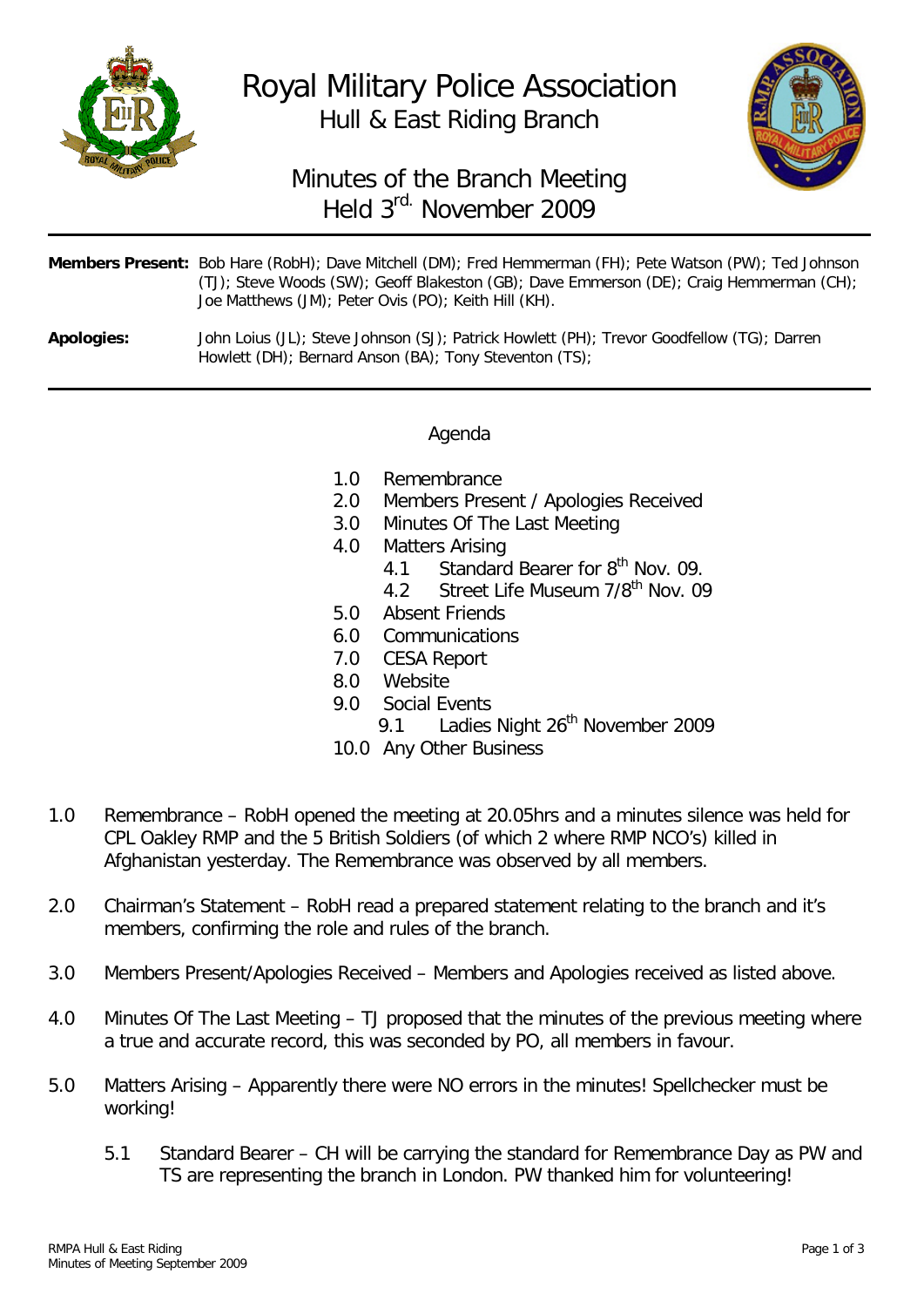# Royal Military Police Association

## Hull & East Riding Branch

## Minutes of the Branch Meeting Held 3rd. November 2009

**Members Present:** Bob Hare (RobH); Dave Mitchell (DM); Fred Hemmerman (FH); Pete Watson (PW); Ted Johnson (TJ); Steve Woods (SW); Geoff Blakeston (GB); Dave Emmerson (DE); Craig Hemmerman (CH); Joe Matthews (JM); Peter Ovis (PO); Keith Hill (KH).

**Apologies:** John Loius (JL); Steve Johnson (SJ); Patrick Howlett (PH); Trevor Goodfellow (TG); Darren Howlett (DH); Bernard Anson (BA); Tony Steventon (TS);

---

### Agenda

- 1.0 Remembrance
- 2.0 Members Present / Apologies Received
- 3.0 Minutes Of The Last Meeting
- 4.0 Matters Arising
  - 4.1 Standard Bearer for 8th Nov. 09.
  - 4.2 Street Life Museum 7/8th Nov. 09
- 5.0 Absent Friends
- 6.0 Communications
- 7.0 CESA Report
- 8.0 Website
- 9.0 Social Events
  - 9.1 Ladies Night 26th November 2009
- 10.0 Any Other Business

1.0 Remembrance – RobH opened the meeting at 20.05hrs and a minutes silence was held for CPL Oakley RMP and the 5 British Soldiers (of which 2 where RMP NCO's) killed in Afghanistan yesterday. The Remembrance was observed by all members.

2.0 Chairman's Statement – RobH read a prepared statement relating to the branch and it's members, confirming the role and rules of the branch.

3.0 Members Present/Apologies Received – Members and Apologies received as listed above.

4.0 Minutes Of The Last Meeting – TJ proposed that the minutes of the previous meeting where a true and accurate record, this was seconded by PO, all members in favour.

5.0 Matters Arising – Apparently there were NO errors in the minutes! Spellchecker must be working!

5.1 Standard Bearer – CH will be carrying the standard for Remembrance Day as PW and TS are representing the branch in London. PW thanked him for volunteering!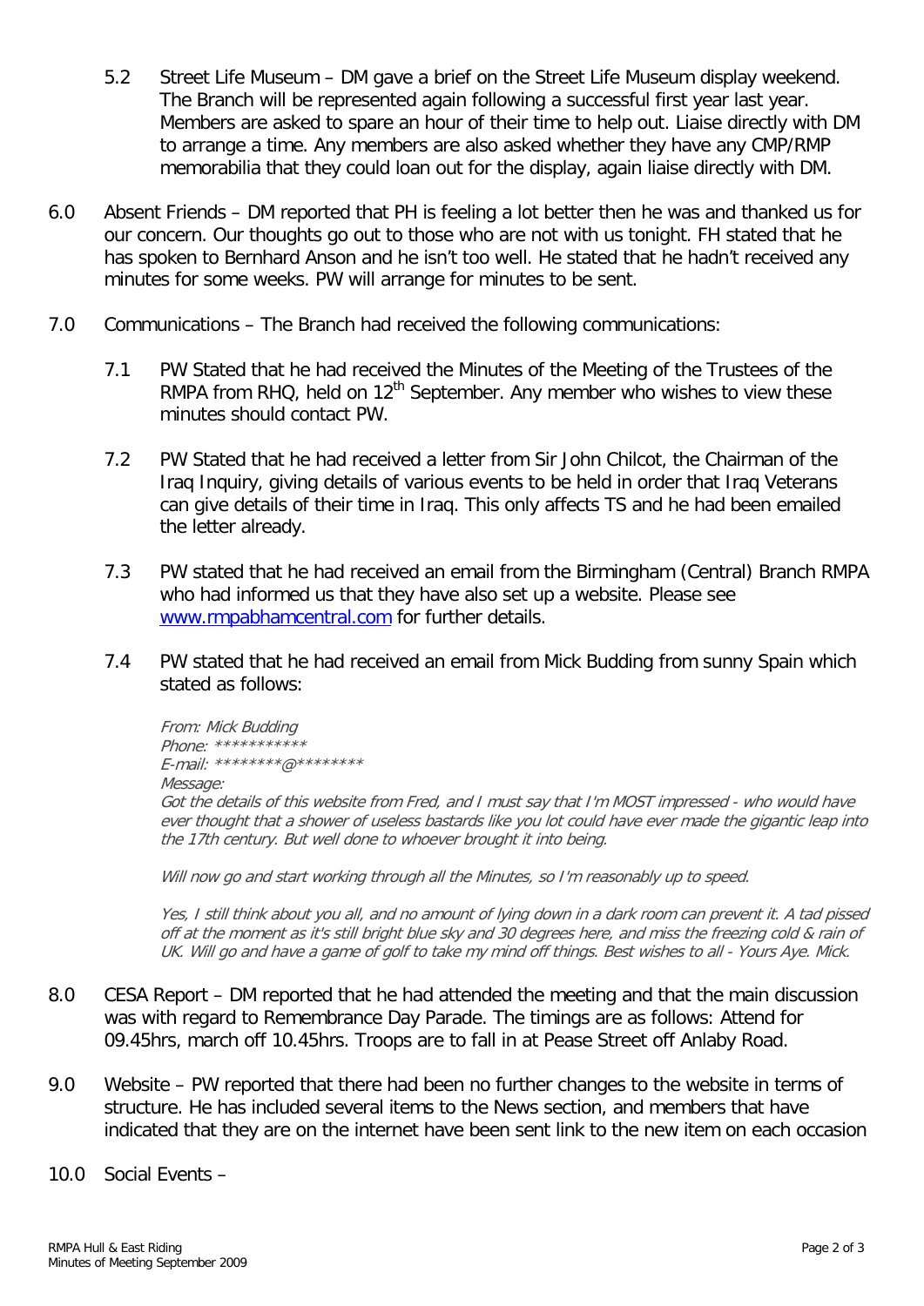5.2 Street Life Museum – DM gave a brief on the Street Life Museum display weekend. The Branch will be represented again following a successful first year last year. Members are asked to spare an hour of their time to help out. Liaise directly with DM to arrange a time. Any members are also asked whether they have any CMP/RMP memorabilia that they could loan out for the display, again liaise directly with DM.

6.0 Absent Friends – DM reported that PH is feeling a lot better then he was and thanked us for our concern. Our thoughts go out to those who are not with us tonight. FH stated that he has spoken to Bernhard Anson and he isn't too well. He stated that he hadn't received any minutes for some weeks. PW will arrange for minutes to be sent.

7.0 Communications – The Branch had received the following communications:

7.1 PW Stated that he had received the Minutes of the Meeting of the Trustees of the RMPA from RHQ, held on 12th September. Any member who wishes to view these minutes should contact PW.

7.2 PW Stated that he had received a letter from Sir John Chilcot, the Chairman of the Iraq Inquiry, giving details of various events to be held in order that Iraq Veterans can give details of their time in Iraq. This only affects TS and he had been emailed the letter already.

7.3 PW stated that he had received an email from the Birmingham (Central) Branch RMPA who had informed us that they have also set up a website. Please see [www.rmpabhamcentral.com](http://www.rmpabhamcentral.com) for further details.

7.4 PW stated that he had received an email from Mick Budding from sunny Spain which stated as follows:

*From: Mick Budding*
*Phone: ***********
*E-mail: ********@********
*Message:*
*Got the details of this website from Fred, and I must say that I'm MOST impressed - who would have ever thought that a shower of useless bastards like you lot could have ever made the gigantic leap into the 17th century. But well done to whoever brought it into being.*

*Will now go and start working through all the Minutes, so I'm reasonably up to speed.*

*Yes, I still think about you all, and no amount of lying down in a dark room can prevent it. A tad pissed off at the moment as it's still bright blue sky and 30 degrees here, and miss the freezing cold & rain of UK. Will go and have a game of golf to take my mind off things. Best wishes to all - Yours Aye. Mick.*

8.0 CESA Report – DM reported that he had attended the meeting and that the main discussion was with regard to Remembrance Day Parade. The timings are as follows: Attend for 09.45hrs, march off 10.45hrs. Troops are to fall in at Pease Street off Anlaby Road.

9.0 Website – PW reported that there had been no further changes to the website in terms of structure. He has included several items to the News section, and members that have indicated that they are on the internet have been sent link to the new item on each occasion

10.0 Social Events –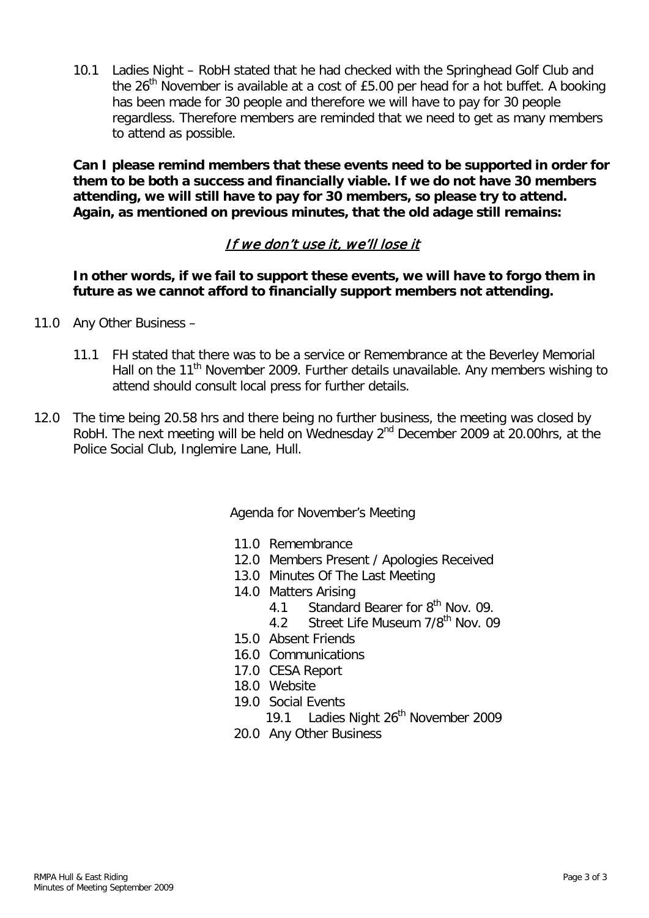10.1 Ladies Night – RobH stated that he had checked with the Springhead Golf Club and the 26th November is available at a cost of £5.00 per head for a hot buffet. A booking has been made for 30 people and therefore we will have to pay for 30 people regardless. Therefore members are reminded that we need to get as many members to attend as possible.

**Can I please remind members that these events need to be supported in order for them to be both a success and financially viable. If we do not have 30 members attending, we will still have to pay for 30 members, so please try to attend. Again, as mentioned on previous minutes, that the old adage still remains:**

*If we don't use it, we'll lose it*

**In other words, if we fail to support these events, we will have to forgo them in future as we cannot afford to financially support members not attending.**

11.0 Any Other Business –

11.1 FH stated that there was to be a service or Remembrance at the Beverley Memorial Hall on the 11th November 2009. Further details unavailable. Any members wishing to attend should consult local press for further details.

12.0 The time being 20.58 hrs and there being no further business, the meeting was closed by RobH. The next meeting will be held on Wednesday 2nd December 2009 at 20.00hrs, at the Police Social Club, Inglemire Lane, Hull.

Agenda for November's Meeting

- 11.0 Remembrance
- 12.0 Members Present / Apologies Received
- 13.0 Minutes Of The Last Meeting
- 14.0 Matters Arising
  - 4.1 Standard Bearer for 8th Nov. 09.
  - 4.2 Street Life Museum 7/8th Nov. 09
- 15.0 Absent Friends
- 16.0 Communications
- 17.0 CESA Report
- 18.0 Website
- 19.0 Social Events
  - 19.1 Ladies Night 26th November 2009
- 20.0 Any Other Business